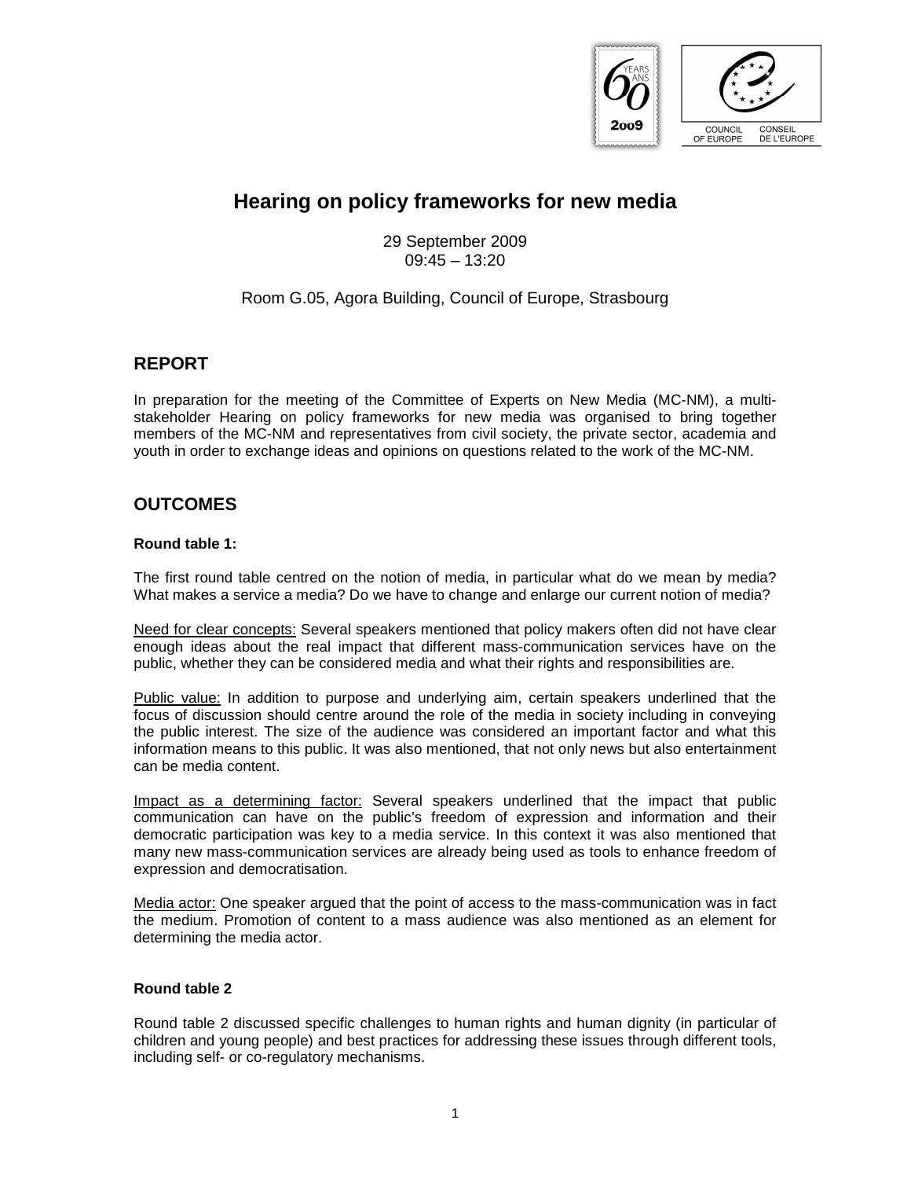# Hearing on policy frameworks for new media

29 September 2009
09:45 – 13:20

Room G.05, Agora Building, Council of Europe, Strasbourg

## REPORT

In preparation for the meeting of the Committee of Experts on New Media (MC-NM), a multi-stakeholder Hearing on policy frameworks for new media was organised to bring together members of the MC-NM and representatives from civil society, the private sector, academia and youth in order to exchange ideas and opinions on questions related to the work of the MC-NM.

## OUTCOMES

**Round table 1:**

The first round table centred on the notion of media, in particular what do we mean by media? What makes a service a media? Do we have to change and enlarge our current notion of media?

Need for clear concepts: Several speakers mentioned that policy makers often did not have clear enough ideas about the real impact that different mass-communication services have on the public, whether they can be considered media and what their rights and responsibilities are.

Public value: In addition to purpose and underlying aim, certain speakers underlined that the focus of discussion should centre around the role of the media in society including in conveying the public interest. The size of the audience was considered an important factor and what this information means to this public. It was also mentioned, that not only news but also entertainment can be media content.

Impact as a determining factor: Several speakers underlined that the impact that public communication can have on the public's freedom of expression and information and their democratic participation was key to a media service. In this context it was also mentioned that many new mass-communication services are already being used as tools to enhance freedom of expression and democratisation.

Media actor: One speaker argued that the point of access to the mass-communication was in fact the medium. Promotion of content to a mass audience was also mentioned as an element for determining the media actor.

**Round table 2**

Round table 2 discussed specific challenges to human rights and human dignity (in particular of children and young people) and best practices for addressing these issues through different tools, including self- or co-regulatory mechanisms.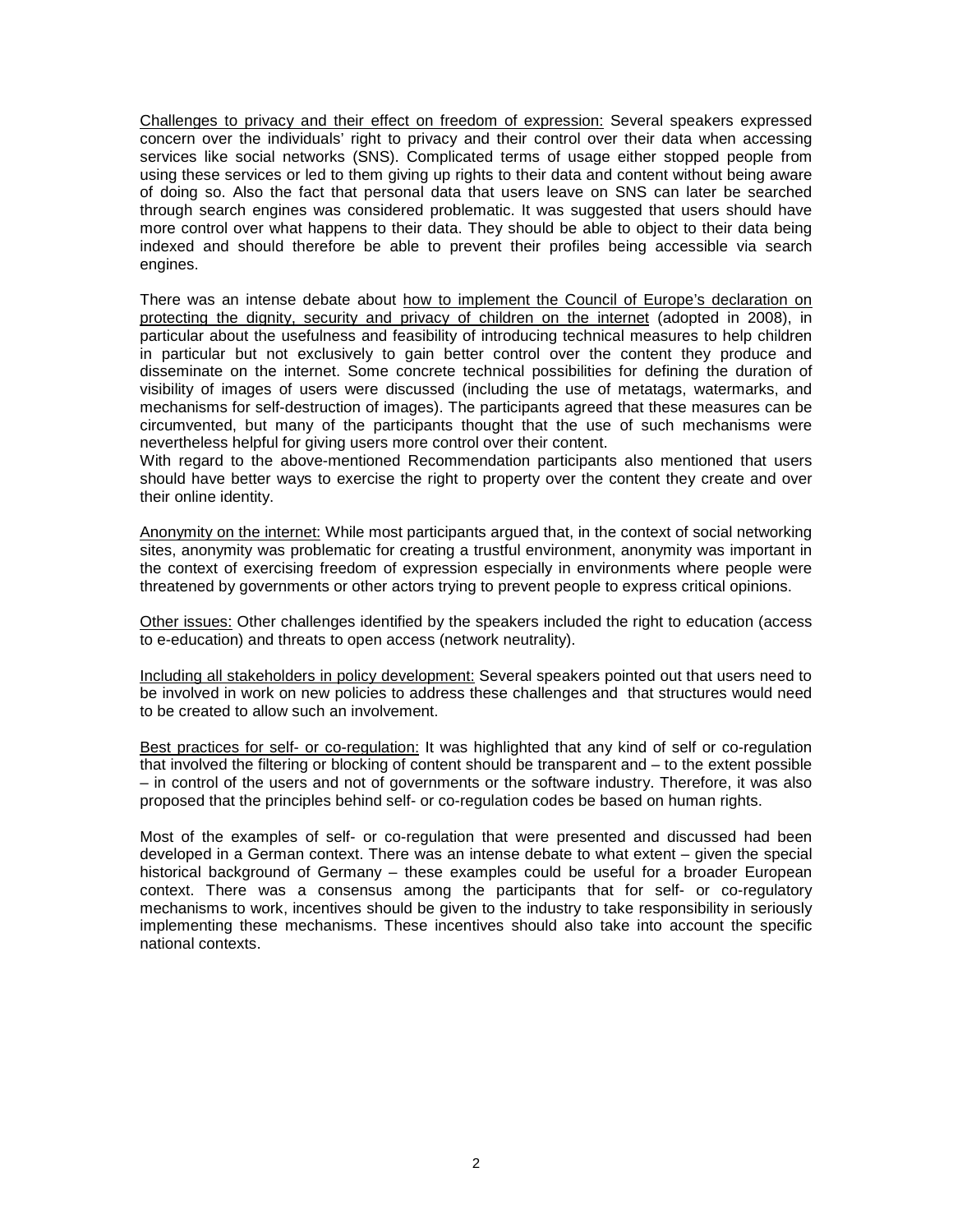<u>Challenges to privacy and their effect on freedom of expression:</u> Several speakers expressed concern over the individuals' right to privacy and their control over their data when accessing services like social networks (SNS). Complicated terms of usage either stopped people from using these services or led to them giving up rights to their data and content without being aware of doing so. Also the fact that personal data that users leave on SNS can later be searched through search engines was considered problematic. It was suggested that users should have more control over what happens to their data. They should be able to object to their data being indexed and should therefore be able to prevent their profiles being accessible via search engines.

There was an intense debate about <u>how to implement the Council of Europe's declaration on protecting the dignity, security and privacy of children on the internet</u> (adopted in 2008), in particular about the usefulness and feasibility of introducing technical measures to help children in particular but not exclusively to gain better control over the content they produce and disseminate on the internet. Some concrete technical possibilities for defining the duration of visibility of images of users were discussed (including the use of metatags, watermarks, and mechanisms for self-destruction of images). The participants agreed that these measures can be circumvented, but many of the participants thought that the use of such mechanisms were nevertheless helpful for giving users more control over their content.
With regard to the above-mentioned Recommendation participants also mentioned that users should have better ways to exercise the right to property over the content they create and over their online identity.

<u>Anonymity on the internet:</u> While most participants argued that, in the context of social networking sites, anonymity was problematic for creating a trustful environment, anonymity was important in the context of exercising freedom of expression especially in environments where people were threatened by governments or other actors trying to prevent people to express critical opinions.

<u>Other issues:</u> Other challenges identified by the speakers included the right to education (access to e-education) and threats to open access (network neutrality).

<u>Including all stakeholders in policy development:</u> Several speakers pointed out that users need to be involved in work on new policies to address these challenges and that structures would need to be created to allow such an involvement.

<u>Best practices for self- or co-regulation:</u> It was highlighted that any kind of self or co-regulation that involved the filtering or blocking of content should be transparent and – to the extent possible – in control of the users and not of governments or the software industry. Therefore, it was also proposed that the principles behind self- or co-regulation codes be based on human rights.

Most of the examples of self- or co-regulation that were presented and discussed had been developed in a German context. There was an intense debate to what extent – given the special historical background of Germany – these examples could be useful for a broader European context. There was a consensus among the participants that for self- or co-regulatory mechanisms to work, incentives should be given to the industry to take responsibility in seriously implementing these mechanisms. These incentives should also take into account the specific national contexts.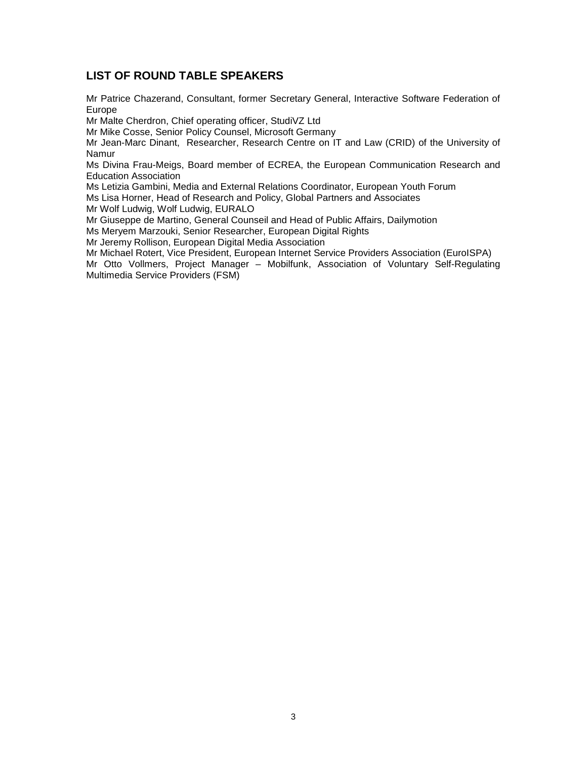## LIST OF ROUND TABLE SPEAKERS

Mr Patrice Chazerand, Consultant, former Secretary General, Interactive Software Federation of Europe

Mr Malte Cherdron, Chief operating officer, StudiVZ Ltd

Mr Mike Cosse, Senior Policy Counsel, Microsoft Germany

Mr Jean-Marc Dinant, Researcher, Research Centre on IT and Law (CRID) of the University of Namur

Ms Divina Frau-Meigs, Board member of ECREA, the European Communication Research and Education Association

Ms Letizia Gambini, Media and External Relations Coordinator, European Youth Forum

Ms Lisa Horner, Head of Research and Policy, Global Partners and Associates

Mr Wolf Ludwig, Wolf Ludwig, EURALO

Mr Giuseppe de Martino, General Counseil and Head of Public Affairs, Dailymotion

Ms Meryem Marzouki, Senior Researcher, European Digital Rights

Mr Jeremy Rollison, European Digital Media Association

Mr Michael Rotert, Vice President, European Internet Service Providers Association (EuroISPA)

Mr Otto Vollmers, Project Manager – Mobilfunk, Association of Voluntary Self-Regulating Multimedia Service Providers (FSM)